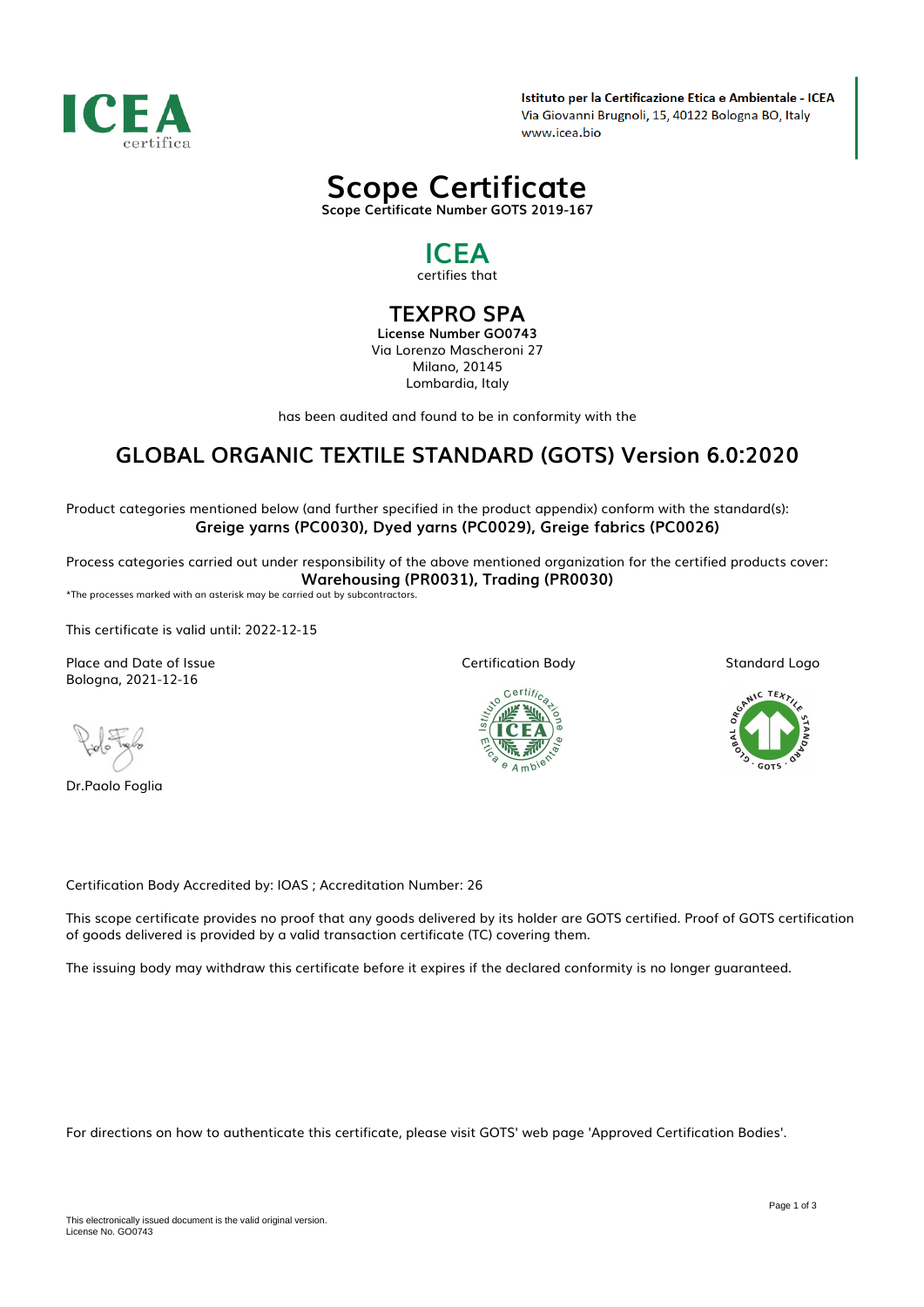ICEA certifica

**Istituto per la Certificazione Etica e Ambientale - ICEA**
Via Giovanni Brugnoli, 15, 40122 Bologna BO, Italy
www.icea.bio

# Scope Certificate

**Scope Certificate Number GOTS 2019-167**

## ICEA

certifies that

## TEXPRO SPA

**License Number GO0743**
Via Lorenzo Mascheroni 27
Milano, 20145
Lombardia, Italy

has been audited and found to be in conformity with the

## GLOBAL ORGANIC TEXTILE STANDARD (GOTS) Version 6.0:2020

Product categories mentioned below (and further specified in the product appendix) conform with the standard(s):
**Greige yarns (PC0030), Dyed yarns (PC0029), Greige fabrics (PC0026)**

Process categories carried out under responsibility of the above mentioned organization for the certified products cover:
**Warehousing (PR0031), Trading (PR0030)**
*The processes marked with an asterisk may be carried out by subcontractors.

This certificate is valid until: 2022-12-15

Place and Date of Issue
Bologna, 2021-12-16

Certification Body

Standard Logo

Dr.Paolo Foglia

Certification Body Accredited by: IOAS ; Accreditation Number: 26

This scope certificate provides no proof that any goods delivered by its holder are GOTS certified. Proof of GOTS certification of goods delivered is provided by a valid transaction certificate (TC) covering them.

The issuing body may withdraw this certificate before it expires if the declared conformity is no longer guaranteed.

For directions on how to authenticate this certificate, please visit GOTS' web page 'Approved Certification Bodies'.

This electronically issued document is the valid original version.
License No. GO0743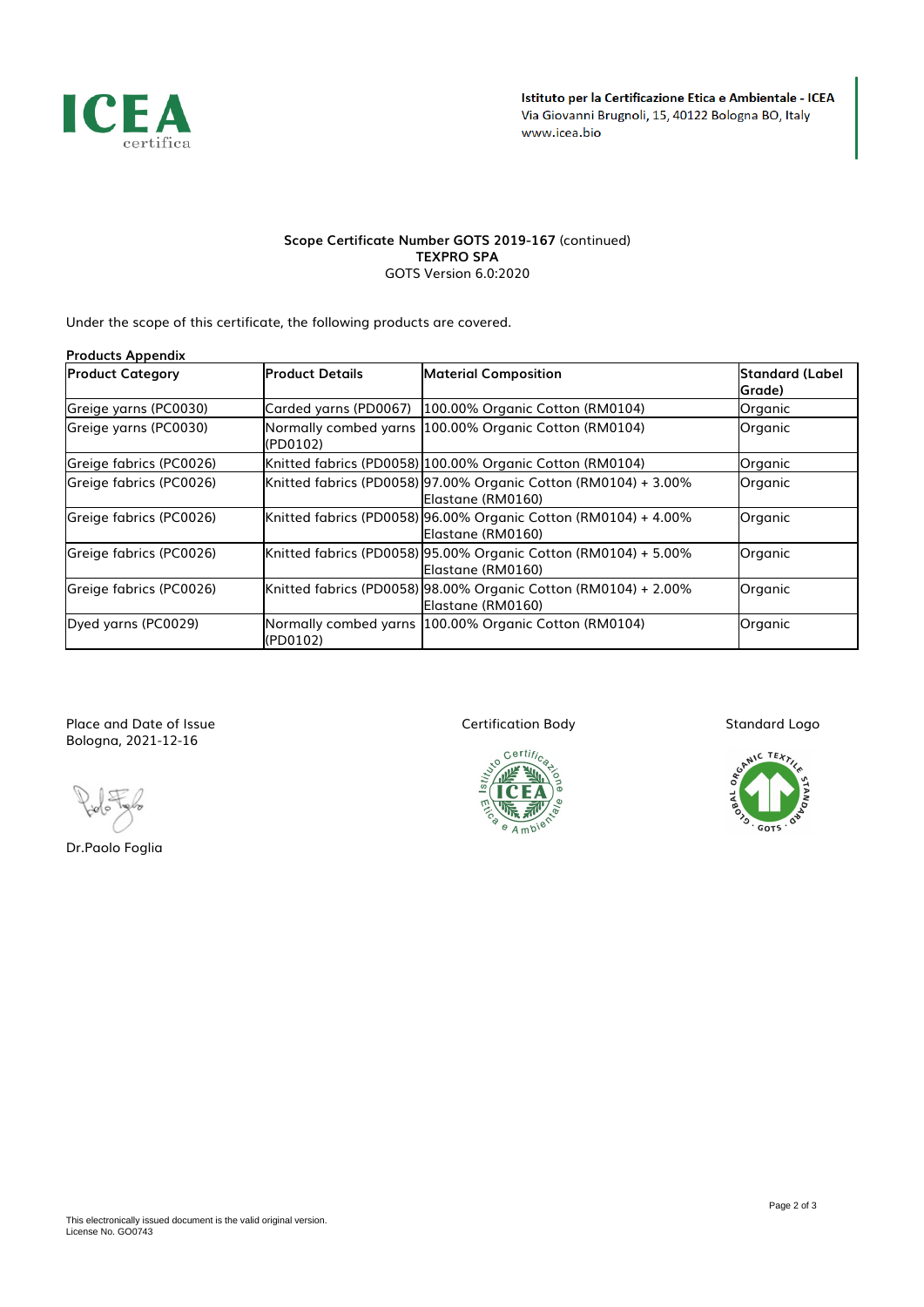**Istituto per la Certificazione Etica e Ambientale - ICEA**
Via Giovanni Brugnoli, 15, 40122 Bologna BO, Italy
www.icea.bio

**Scope Certificate Number GOTS 2019-167** (continued)
**TEXPRO SPA**
GOTS Version 6.0:2020

Under the scope of this certificate, the following products are covered.

**Products Appendix**

| Product Category | Product Details | Material Composition | Standard (Label Grade) |
|---|---|---|---|
| Greige yarns (PC0030) | Carded yarns (PD0067) | 100.00% Organic Cotton (RM0104) | Organic |
| Greige yarns (PC0030) | Normally combed yarns (PD0102) | 100.00% Organic Cotton (RM0104) | Organic |
| Greige fabrics (PC0026) | Knitted fabrics (PD0058) | 100.00% Organic Cotton (RM0104) | Organic |
| Greige fabrics (PC0026) | Knitted fabrics (PD0058) | 97.00% Organic Cotton (RM0104) + 3.00% Elastane (RM0160) | Organic |
| Greige fabrics (PC0026) | Knitted fabrics (PD0058) | 96.00% Organic Cotton (RM0104) + 4.00% Elastane (RM0160) | Organic |
| Greige fabrics (PC0026) | Knitted fabrics (PD0058) | 95.00% Organic Cotton (RM0104) + 5.00% Elastane (RM0160) | Organic |
| Greige fabrics (PC0026) | Knitted fabrics (PD0058) | 98.00% Organic Cotton (RM0104) + 2.00% Elastane (RM0160) | Organic |
| Dyed yarns (PC0029) | Normally combed yarns (PD0102) | 100.00% Organic Cotton (RM0104) | Organic |

Place and Date of Issue
Bologna, 2021-12-16

Dr.Paolo Foglia

Certification Body

Standard Logo

This electronically issued document is the valid original version.
License No. GO0743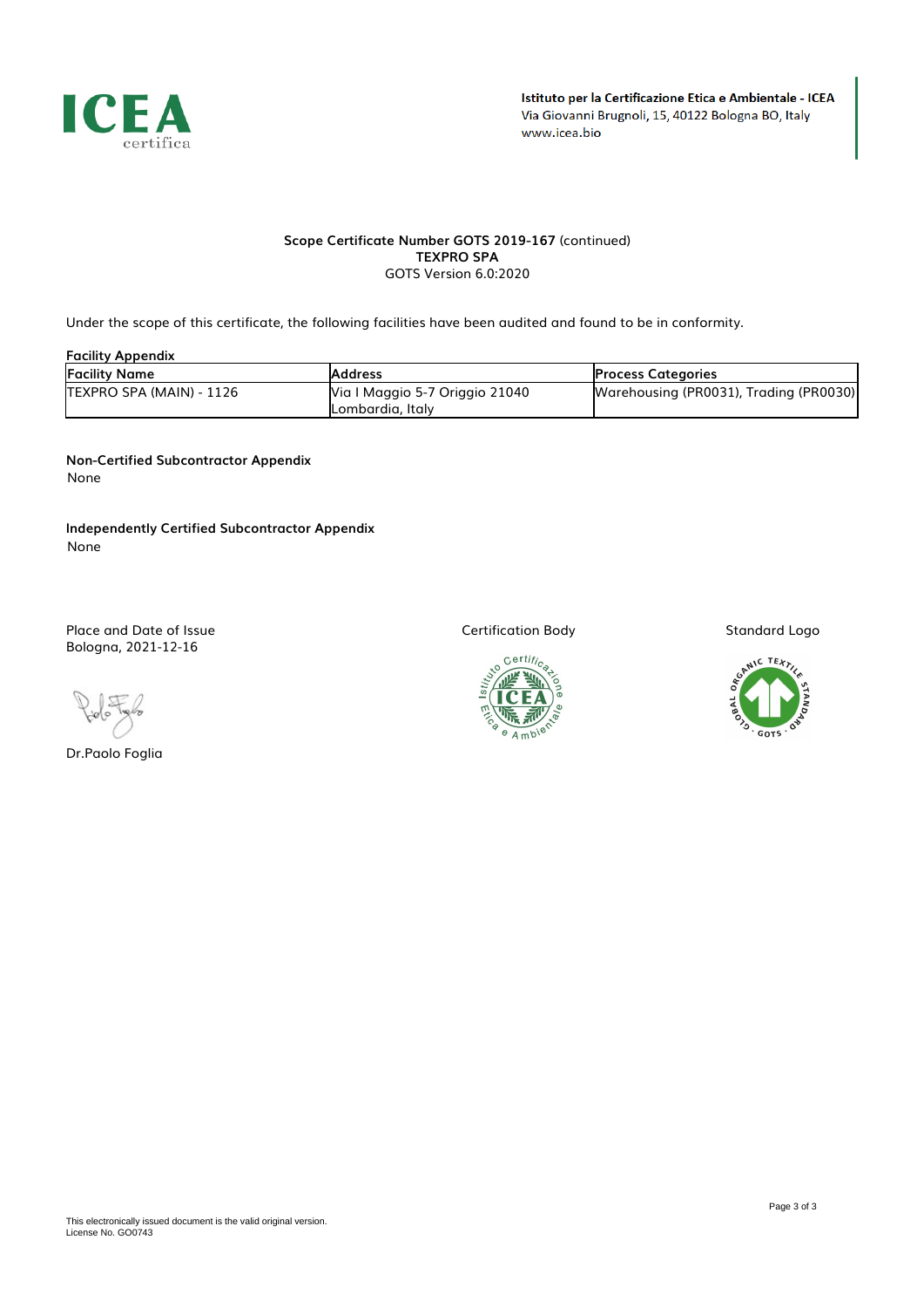**ICEA** certifica

**Istituto per la Certificazione Etica e Ambientale - ICEA**
Via Giovanni Brugnoli, 15, 40122 Bologna BO, Italy
www.icea.bio

**Scope Certificate Number GOTS 2019-167** (continued)
**TEXPRO SPA**
GOTS Version 6.0:2020

Under the scope of this certificate, the following facilities have been audited and found to be in conformity.

**Facility Appendix**

| Facility Name | Address | Process Categories |
|---|---|---|
| TEXPRO SPA (MAIN) - 1126 | Via I Maggio 5-7 Origgio 21040 Lombardia, Italy | Warehousing (PR0031), Trading (PR0030) |

**Non-Certified Subcontractor Appendix**

None

**Independently Certified Subcontractor Appendix**

None

Place and Date of Issue
Bologna, 2021-12-16

Certification Body

Standard Logo

Dr.Paolo Foglia

This electronically issued document is the valid original version.
License No. GO0743